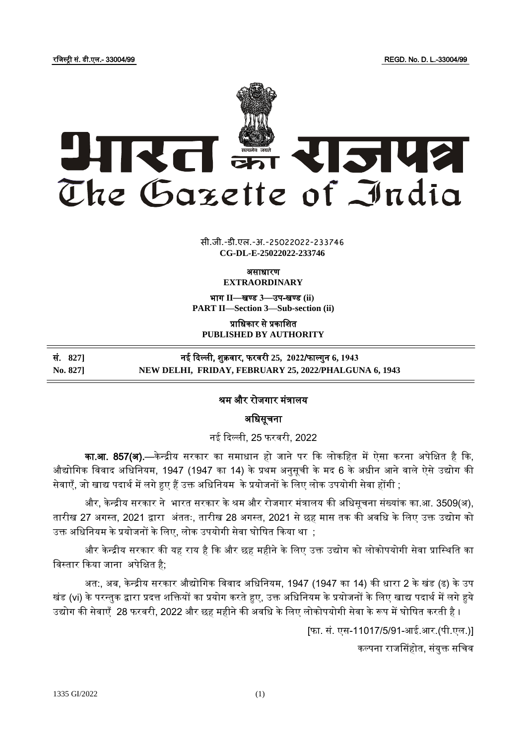रजिस्ट्री सं. डी.एल.- 33004/99 REGD. No. D. L.-33004/99

# भारत का राजपत्र
# The Gazette of India

सी.जी.-डी.एल.-अ.-25022022-233746
**CG-DL-E-25022022-233746**

**असाधारण**
**EXTRAORDINARY**

**भाग II—खण्ड 3—उप-खण्ड (ii)**
**PART II—Section 3—Sub-section (ii)**

**प्राधिकार से प्रकाशित**
**PUBLISHED BY AUTHORITY**

**सं. 827] नई दिल्ली, शुक्रवार, फरवरी 25, 2022/फाल्गुन 6, 1943**
**No. 827] NEW DELHI, FRIDAY, FEBRUARY 25, 2022/PHALGUNA 6, 1943**

## श्रम और रोजगार मंत्रालय

### अधिसूचना

नई दिल्ली, 25 फरवरी, 2022

**का.आ. 857(अ).**—केन्द्रीय सरकार का समाधान हो जाने पर कि लोकहित में ऐसा करना अपेक्षित है कि, औद्योगिक विवाद अधिनियम, 1947 (1947 का 14) के प्रथम अनुसूची के मद 6 के अधीन आने वाले ऐसे उद्योग की सेवाएँ, जो खाद्य पदार्थ में लगे हुए हैं उक्त अधिनियम के प्रयोजनों के लिए लोक उपयोगी सेवा होंगी ;

और, केन्द्रीय सरकार ने भारत सरकार के श्रम और रोजगार मंत्रालय की अधिसूचना संख्यांक का.आ. 3509(अ), तारीख 27 अगस्त, 2021 द्वारा अंततः, तारीख 28 अगस्त, 2021 से छह मास तक की अवधि के लिए उक्त उद्योग को उक्त अधिनियम के प्रयोजनों के लिए, लोक उपयोगी सेवा घोषित किया था ;

और केन्द्रीय सरकार की यह राय है कि और छह महीने के लिए उक्त उद्योग को लोकोपयोगी सेवा प्रास्थिति का विस्तार किया जाना अपेक्षित है;

अतः, अब, केन्द्रीय सरकार औद्योगिक विवाद अधिनियम, 1947 (1947 का 14) की धारा 2 के खंड (ढ) के उप खंड (vi) के परन्तुक द्वारा प्रदत्त शक्तियों का प्रयोग करते हुए, उक्त अधिनियम के प्रयोजनों के लिए खाद्य पदार्थ में लगे हुये उद्योग की सेवाएँ 28 फरवरी, 2022 और छह महीने की अवधि के लिए लोकोपयोगी सेवा के रूप में घोषित करती है।

[फा. सं. एस-11017/5/91-आई.आर.(पी.एल.)]

कल्पना राजसिंहोत, संयुक्त सचिव

1335 GI/2022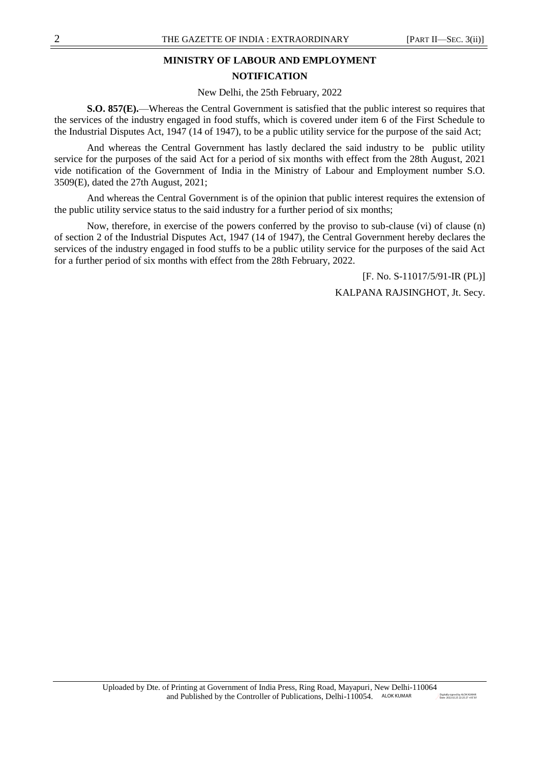## MINISTRY OF LABOUR AND EMPLOYMENT

### NOTIFICATION

New Delhi, the 25th February, 2022

**S.O. 857(E).**—Whereas the Central Government is satisfied that the public interest so requires that the services of the industry engaged in food stuffs, which is covered under item 6 of the First Schedule to the Industrial Disputes Act, 1947 (14 of 1947), to be a public utility service for the purpose of the said Act;

And whereas the Central Government has lastly declared the said industry to be public utility service for the purposes of the said Act for a period of six months with effect from the 28th August, 2021 vide notification of the Government of India in the Ministry of Labour and Employment number S.O. 3509(E), dated the 27th August, 2021;

And whereas the Central Government is of the opinion that public interest requires the extension of the public utility service status to the said industry for a further period of six months;

Now, therefore, in exercise of the powers conferred by the proviso to sub-clause (vi) of clause (n) of section 2 of the Industrial Disputes Act, 1947 (14 of 1947), the Central Government hereby declares the services of the industry engaged in food stuffs to be a public utility service for the purposes of the said Act for a further period of six months with effect from the 28th February, 2022.

[F. No. S-11017/5/91-IR (PL)]

KALPANA RAJSINGHOT, Jt. Secy.

Uploaded by Dte. of Printing at Government of India Press, Ring Road, Mayapuri, New Delhi-110064 and Published by the Controller of Publications, Delhi-110054.